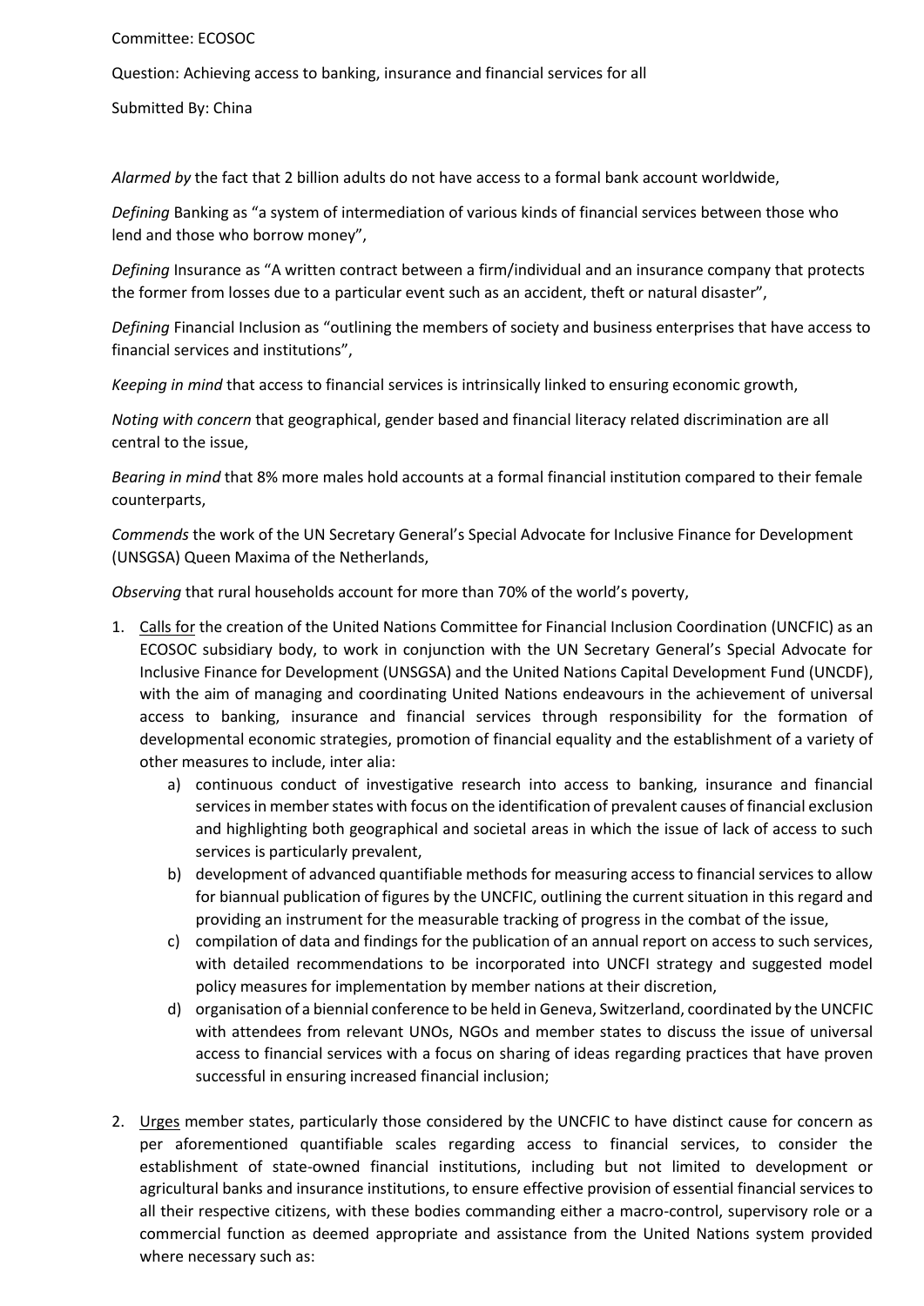Committee: ECOSOC

Question: Achieving access to banking, insurance and financial services for all

Submitted By: China

*Alarmed by* the fact that 2 billion adults do not have access to a formal bank account worldwide,

*Defining* Banking as "a system of intermediation of various kinds of financial services between those who lend and those who borrow money",

*Defining* Insurance as "A written contract between a firm/individual and an insurance company that protects the former from losses due to a particular event such as an accident, theft or natural disaster",

*Defining* Financial Inclusion as "outlining the members of society and business enterprises that have access to financial services and institutions",

*Keeping in mind* that access to financial services is intrinsically linked to ensuring economic growth,

*Noting with concern* that geographical, gender based and financial literacy related discrimination are all central to the issue,

*Bearing in mind* that 8% more males hold accounts at a formal financial institution compared to their female counterparts,

*Commends* the work of the UN Secretary General's Special Advocate for Inclusive Finance for Development (UNSGSA) Queen Maxima of the Netherlands,

*Observing* that rural households account for more than 70% of the world's poverty,

1. <u>Calls for</u> the creation of the United Nations Committee for Financial Inclusion Coordination (UNCFIC) as an ECOSOC subsidiary body, to work in conjunction with the UN Secretary General's Special Advocate for Inclusive Finance for Development (UNSGSA) and the United Nations Capital Development Fund (UNCDF), with the aim of managing and coordinating United Nations endeavours in the achievement of universal access to banking, insurance and financial services through responsibility for the formation of developmental economic strategies, promotion of financial equality and the establishment of a variety of other measures to include, inter alia:
   a) continuous conduct of investigative research into access to banking, insurance and financial services in member states with focus on the identification of prevalent causes of financial exclusion and highlighting both geographical and societal areas in which the issue of lack of access to such services is particularly prevalent,
   b) development of advanced quantifiable methods for measuring access to financial services to allow for biannual publication of figures by the UNCFIC, outlining the current situation in this regard and providing an instrument for the measurable tracking of progress in the combat of the issue,
   c) compilation of data and findings for the publication of an annual report on access to such services, with detailed recommendations to be incorporated into UNCFI strategy and suggested model policy measures for implementation by member nations at their discretion,
   d) organisation of a biennial conference to be held in Geneva, Switzerland, coordinated by the UNCFIC with attendees from relevant UNOs, NGOs and member states to discuss the issue of universal access to financial services with a focus on sharing of ideas regarding practices that have proven successful in ensuring increased financial inclusion;

2. <u>Urges</u> member states, particularly those considered by the UNCFIC to have distinct cause for concern as per aforementioned quantifiable scales regarding access to financial services, to consider the establishment of state-owned financial institutions, including but not limited to development or agricultural banks and insurance institutions, to ensure effective provision of essential financial services to all their respective citizens, with these bodies commanding either a macro-control, supervisory role or a commercial function as deemed appropriate and assistance from the United Nations system provided where necessary such as: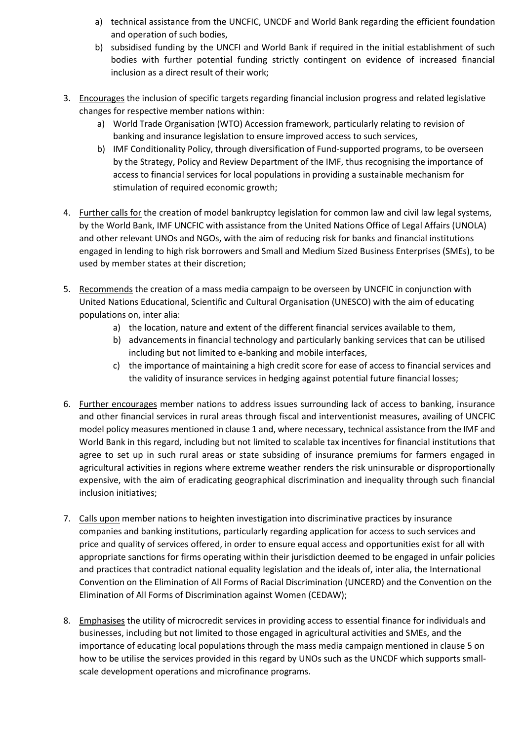a) technical assistance from the UNCFIC, UNCDF and World Bank regarding the efficient foundation and operation of such bodies,
   b) subsidised funding by the UNCFI and World Bank if required in the initial establishment of such bodies with further potential funding strictly contingent on evidence of increased financial inclusion as a direct result of their work;

3. <u>Encourages</u> the inclusion of specific targets regarding financial inclusion progress and related legislative changes for respective member nations within:
   a) World Trade Organisation (WTO) Accession framework, particularly relating to revision of banking and insurance legislation to ensure improved access to such services,
   b) IMF Conditionality Policy, through diversification of Fund-supported programs, to be overseen by the Strategy, Policy and Review Department of the IMF, thus recognising the importance of access to financial services for local populations in providing a sustainable mechanism for stimulation of required economic growth;

4. <u>Further calls for</u> the creation of model bankruptcy legislation for common law and civil law legal systems, by the World Bank, IMF UNCFIC with assistance from the United Nations Office of Legal Affairs (UNOLA) and other relevant UNOs and NGOs, with the aim of reducing risk for banks and financial institutions engaged in lending to high risk borrowers and Small and Medium Sized Business Enterprises (SMEs), to be used by member states at their discretion;

5. <u>Recommends</u> the creation of a mass media campaign to be overseen by UNCFIC in conjunction with United Nations Educational, Scientific and Cultural Organisation (UNESCO) with the aim of educating populations on, inter alia:
   a) the location, nature and extent of the different financial services available to them,
   b) advancements in financial technology and particularly banking services that can be utilised including but not limited to e-banking and mobile interfaces,
   c) the importance of maintaining a high credit score for ease of access to financial services and the validity of insurance services in hedging against potential future financial losses;

6. <u>Further encourages</u> member nations to address issues surrounding lack of access to banking, insurance and other financial services in rural areas through fiscal and interventionist measures, availing of UNCFIC model policy measures mentioned in clause 1 and, where necessary, technical assistance from the IMF and World Bank in this regard, including but not limited to scalable tax incentives for financial institutions that agree to set up in such rural areas or state subsiding of insurance premiums for farmers engaged in agricultural activities in regions where extreme weather renders the risk uninsurable or disproportionally expensive, with the aim of eradicating geographical discrimination and inequality through such financial inclusion initiatives;

7. <u>Calls upon</u> member nations to heighten investigation into discriminative practices by insurance companies and banking institutions, particularly regarding application for access to such services and price and quality of services offered, in order to ensure equal access and opportunities exist for all with appropriate sanctions for firms operating within their jurisdiction deemed to be engaged in unfair policies and practices that contradict national equality legislation and the ideals of, inter alia, the International Convention on the Elimination of All Forms of Racial Discrimination (UNCERD) and the Convention on the Elimination of All Forms of Discrimination against Women (CEDAW);

8. <u>Emphasises</u> the utility of microcredit services in providing access to essential finance for individuals and businesses, including but not limited to those engaged in agricultural activities and SMEs, and the importance of educating local populations through the mass media campaign mentioned in clause 5 on how to be utilise the services provided in this regard by UNOs such as the UNCDF which supports small-scale development operations and microfinance programs.